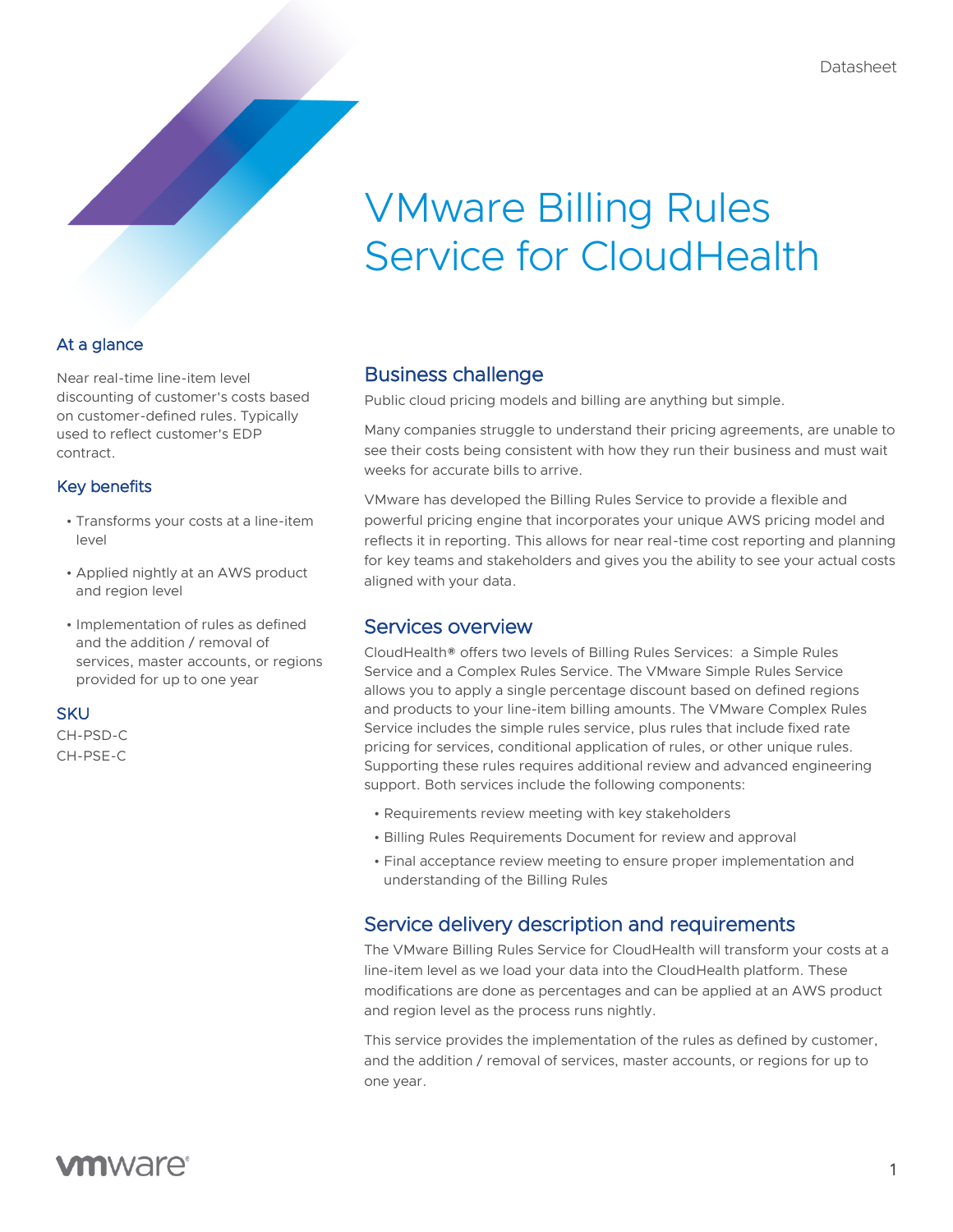Datasheet

# VMware Billing Rules Service for CloudHealth

## At a glance

Near real-time line-item level discounting of customer's costs based on customer-defined rules. Typically used to reflect customer's EDP contract.

## Key benefits

- Transforms your costs at a line-item level
- Applied nightly at an AWS product and region level
- Implementation of rules as defined and the addition / removal of services, master accounts, or regions provided for up to one year

## SKU

CH-PSD-C
CH-PSE-C

## Business challenge

Public cloud pricing models and billing are anything but simple.

Many companies struggle to understand their pricing agreements, are unable to see their costs being consistent with how they run their business and must wait weeks for accurate bills to arrive.

VMware has developed the Billing Rules Service to provide a flexible and powerful pricing engine that incorporates your unique AWS pricing model and reflects it in reporting. This allows for near real-time cost reporting and planning for key teams and stakeholders and gives you the ability to see your actual costs aligned with your data.

## Services overview

CloudHealth® offers two levels of Billing Rules Services: a Simple Rules Service and a Complex Rules Service. The VMware Simple Rules Service allows you to apply a single percentage discount based on defined regions and products to your line-item billing amounts. The VMware Complex Rules Service includes the simple rules service, plus rules that include fixed rate pricing for services, conditional application of rules, or other unique rules. Supporting these rules requires additional review and advanced engineering support. Both services include the following components:

- Requirements review meeting with key stakeholders
- Billing Rules Requirements Document for review and approval
- Final acceptance review meeting to ensure proper implementation and understanding of the Billing Rules

## Service delivery description and requirements

The VMware Billing Rules Service for CloudHealth will transform your costs at a line-item level as we load your data into the CloudHealth platform. These modifications are done as percentages and can be applied at an AWS product and region level as the process runs nightly.

This service provides the implementation of the rules as defined by customer, and the addition / removal of services, master accounts, or regions for up to one year.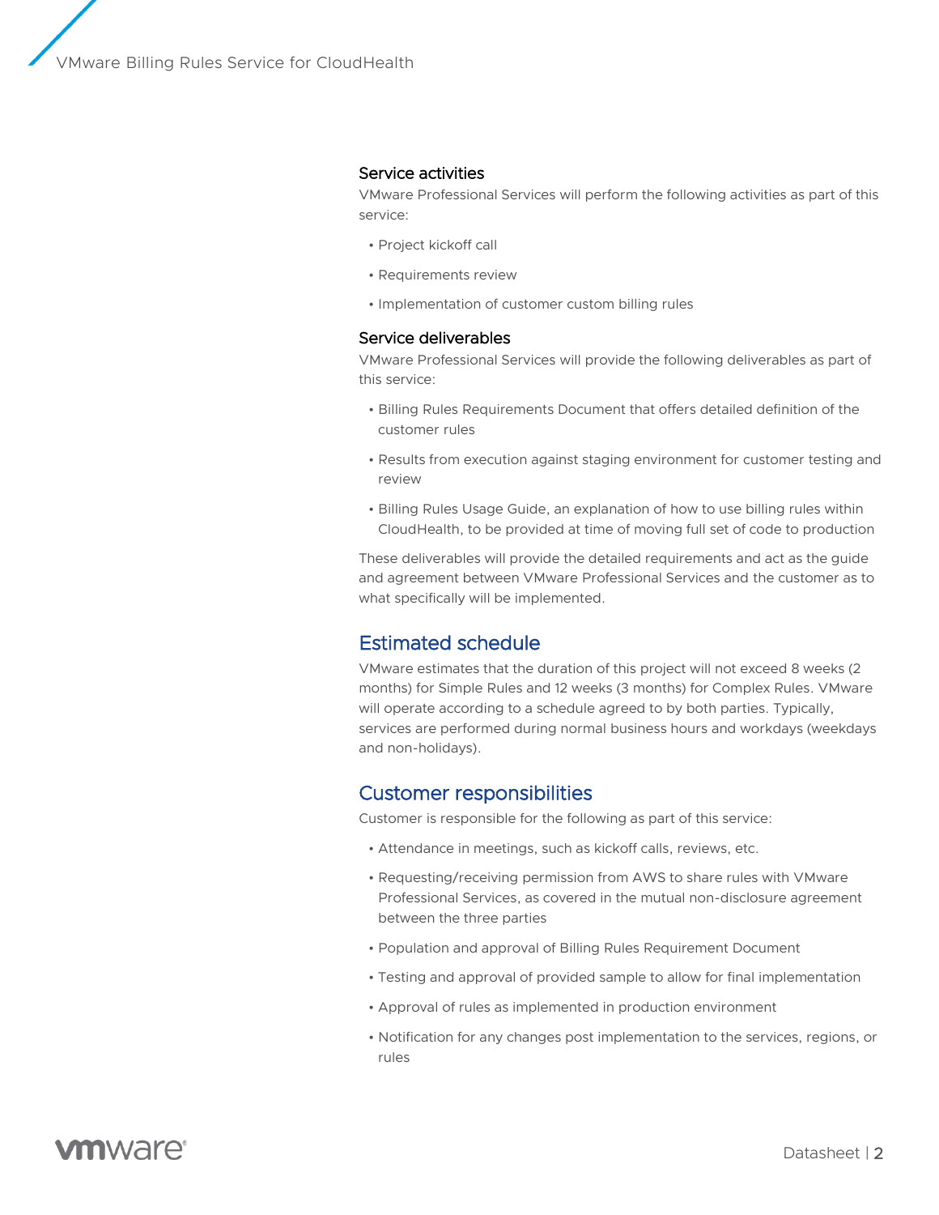### Service activities

VMware Professional Services will perform the following activities as part of this service:

- Project kickoff call
- Requirements review
- Implementation of customer custom billing rules

### Service deliverables

VMware Professional Services will provide the following deliverables as part of this service:

- Billing Rules Requirements Document that offers detailed definition of the customer rules
- Results from execution against staging environment for customer testing and review
- Billing Rules Usage Guide, an explanation of how to use billing rules within CloudHealth, to be provided at time of moving full set of code to production

These deliverables will provide the detailed requirements and act as the guide and agreement between VMware Professional Services and the customer as to what specifically will be implemented.

## Estimated schedule

VMware estimates that the duration of this project will not exceed 8 weeks (2 months) for Simple Rules and 12 weeks (3 months) for Complex Rules. VMware will operate according to a schedule agreed to by both parties. Typically, services are performed during normal business hours and workdays (weekdays and non-holidays).

## Customer responsibilities

Customer is responsible for the following as part of this service:

- Attendance in meetings, such as kickoff calls, reviews, etc.
- Requesting/receiving permission from AWS to share rules with VMware Professional Services, as covered in the mutual non-disclosure agreement between the three parties
- Population and approval of Billing Rules Requirement Document
- Testing and approval of provided sample to allow for final implementation
- Approval of rules as implemented in production environment
- Notification for any changes post implementation to the services, regions, or rules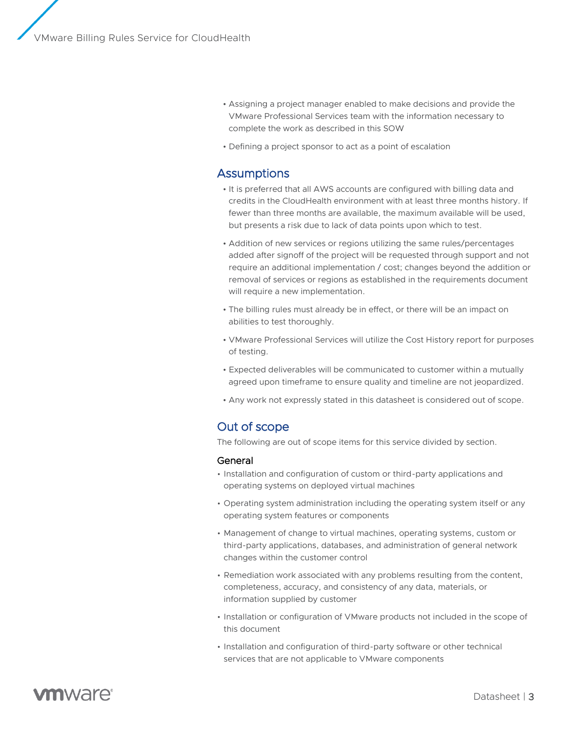- Assigning a project manager enabled to make decisions and provide the VMware Professional Services team with the information necessary to complete the work as described in this SOW
- Defining a project sponsor to act as a point of escalation

## Assumptions

- It is preferred that all AWS accounts are configured with billing data and credits in the CloudHealth environment with at least three months history. If fewer than three months are available, the maximum available will be used, but presents a risk due to lack of data points upon which to test.
- Addition of new services or regions utilizing the same rules/percentages added after signoff of the project will be requested through support and not require an additional implementation / cost; changes beyond the addition or removal of services or regions as established in the requirements document will require a new implementation.
- The billing rules must already be in effect, or there will be an impact on abilities to test thoroughly.
- VMware Professional Services will utilize the Cost History report for purposes of testing.
- Expected deliverables will be communicated to customer within a mutually agreed upon timeframe to ensure quality and timeline are not jeopardized.
- Any work not expressly stated in this datasheet is considered out of scope.

## Out of scope

The following are out of scope items for this service divided by section.

### General

- Installation and configuration of custom or third-party applications and operating systems on deployed virtual machines
- Operating system administration including the operating system itself or any operating system features or components
- Management of change to virtual machines, operating systems, custom or third-party applications, databases, and administration of general network changes within the customer control
- Remediation work associated with any problems resulting from the content, completeness, accuracy, and consistency of any data, materials, or information supplied by customer
- Installation or configuration of VMware products not included in the scope of this document
- Installation and configuration of third-party software or other technical services that are not applicable to VMware components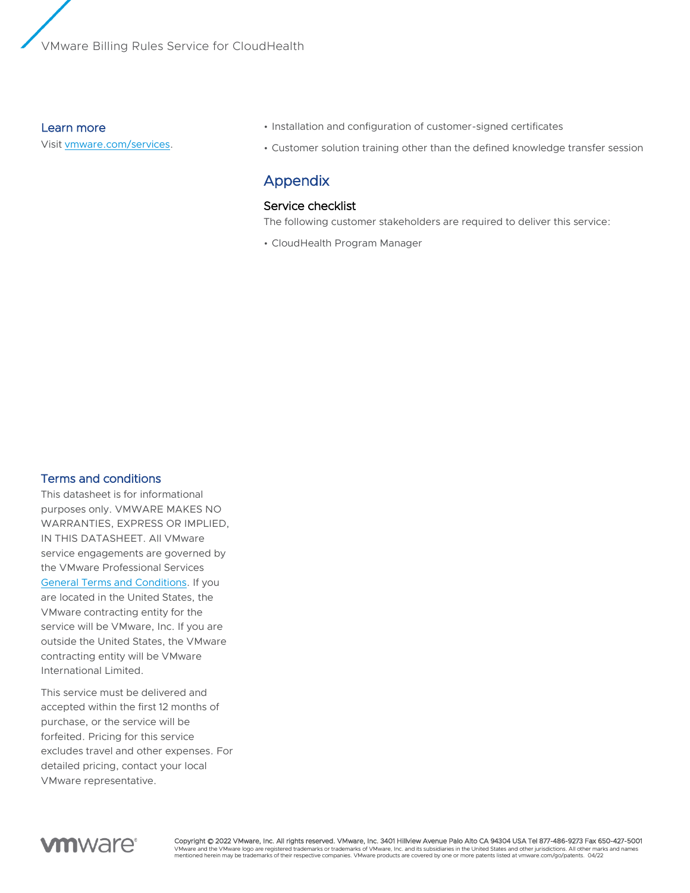## Learn more

Visit [vmware.com/services](https://vmware.com/services).

- Installation and configuration of customer-signed certificates
- Customer solution training other than the defined knowledge transfer session

# Appendix

### Service checklist

The following customer stakeholders are required to deliver this service:

- CloudHealth Program Manager

## Terms and conditions

This datasheet is for informational purposes only. VMWARE MAKES NO WARRANTIES, EXPRESS OR IMPLIED, IN THIS DATASHEET. All VMware service engagements are governed by the VMware Professional Services General Terms and Conditions. If you are located in the United States, the VMware contracting entity for the service will be VMware, Inc. If you are outside the United States, the VMware contracting entity will be VMware International Limited.

This service must be delivered and accepted within the first 12 months of purchase, or the service will be forfeited. Pricing for this service excludes travel and other expenses. For detailed pricing, contact your local VMware representative.

Copyright © 2022 VMware, Inc. All rights reserved. VMware, Inc. 3401 Hillview Avenue Palo Alto CA 94304 USA Tel 877-486-9273 Fax 650-427-5001 VMware and the VMware logo are registered trademarks or trademarks of VMware, Inc. and its subsidiaries in the United States and other jurisdictions. All other marks and names mentioned herein may be trademarks of their respective companies. VMware products are covered by one or more patents listed at vmware.com/go/patents. 04/22